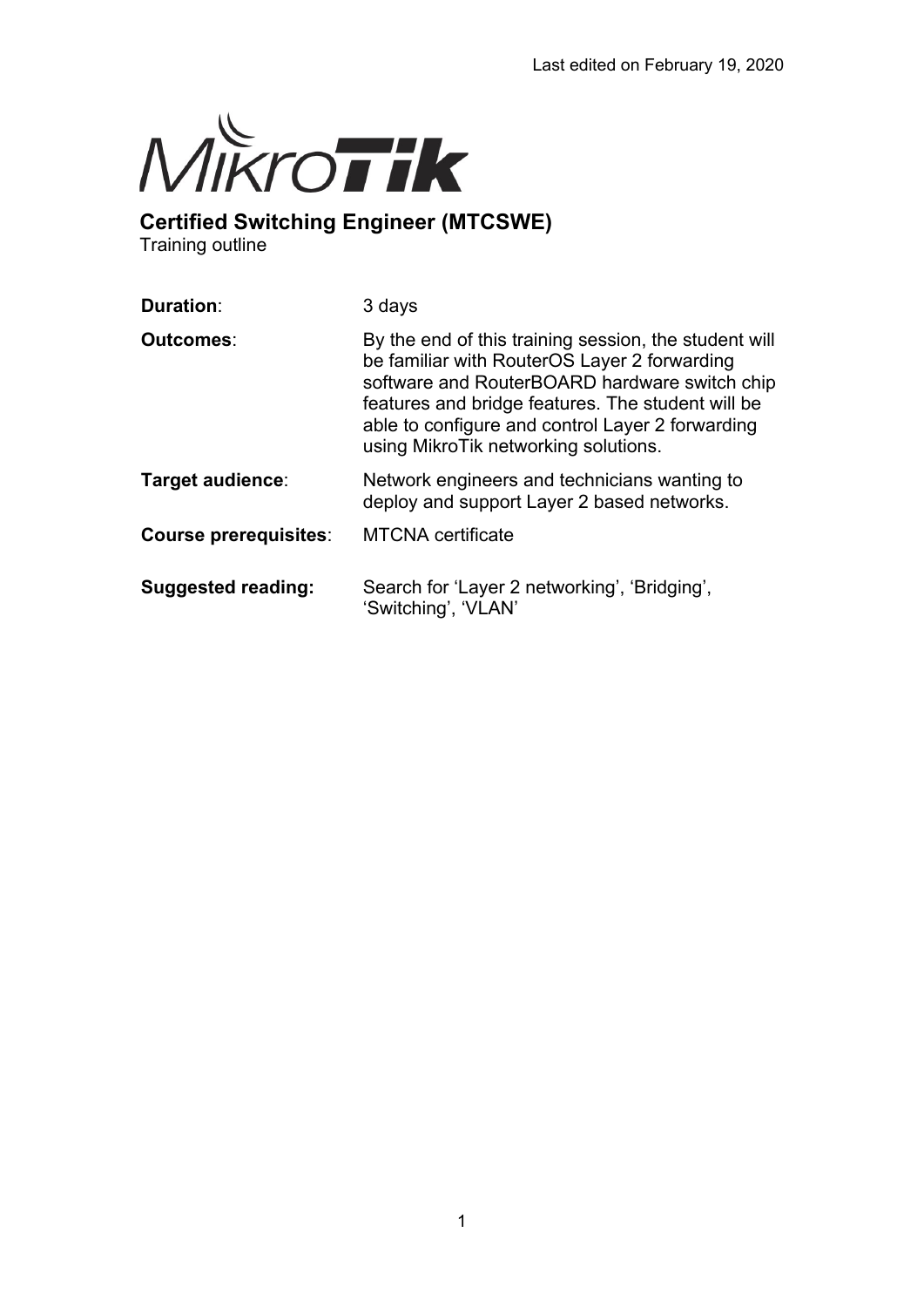Last edited on February 19, 2020

MikroTik

# Certified Switching Engineer (MTCSWE)

Training outline

| | |
|---|---|
| **Duration**: | 3 days |
| **Outcomes**: | By the end of this training session, the student will be familiar with RouterOS Layer 2 forwarding software and RouterBOARD hardware switch chip features and bridge features. The student will be able to configure and control Layer 2 forwarding using MikroTik networking solutions. |
| **Target audience**: | Network engineers and technicians wanting to deploy and support Layer 2 based networks. |
| **Course prerequisites**: | MTCNA certificate |
| **Suggested reading:** | Search for 'Layer 2 networking', 'Bridging', 'Switching', 'VLAN' |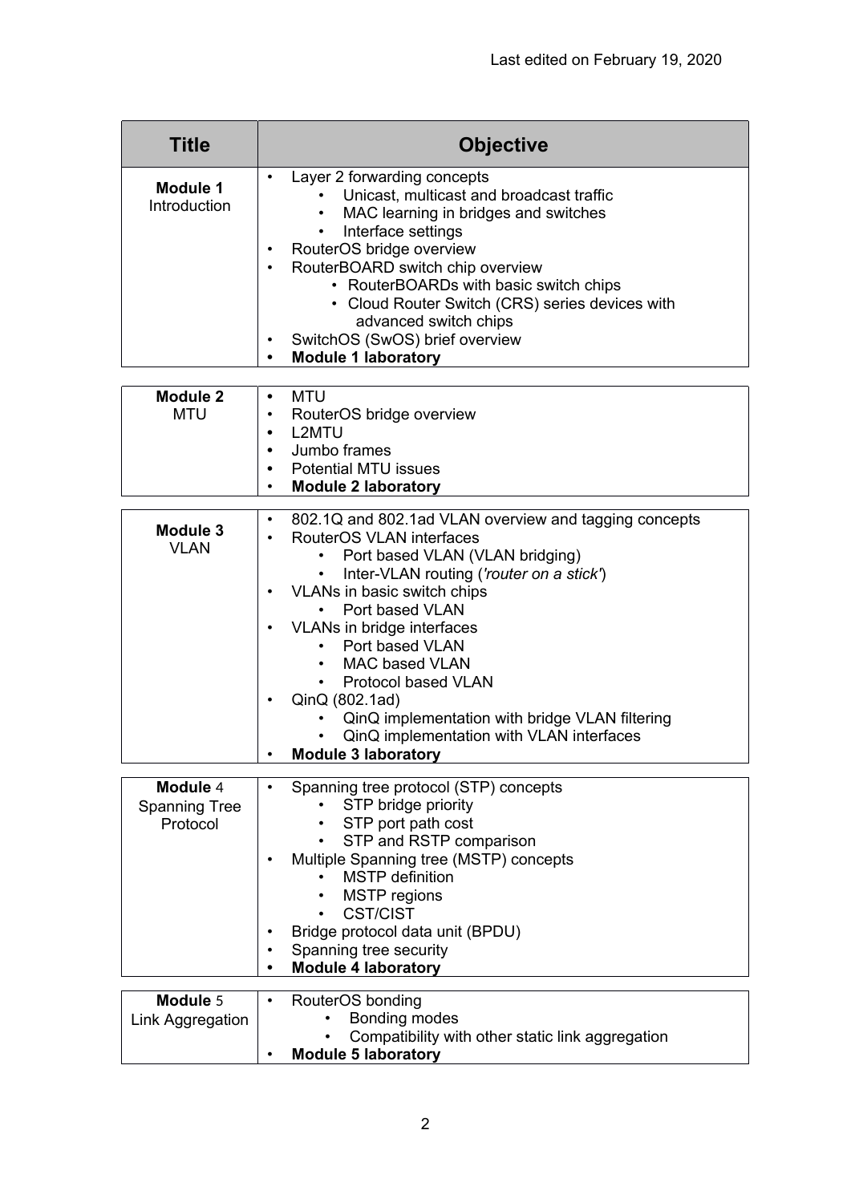Last edited on February 19, 2020

| Title | Objective |
|---|---|
| **Module 1** Introduction | • Layer 2 forwarding concepts<br>&nbsp;&nbsp;&nbsp;&nbsp;• Unicast, multicast and broadcast traffic<br>&nbsp;&nbsp;&nbsp;&nbsp;• MAC learning in bridges and switches<br>&nbsp;&nbsp;&nbsp;&nbsp;• Interface settings<br>• RouterOS bridge overview<br>• RouterBOARD switch chip overview<br>&nbsp;&nbsp;&nbsp;&nbsp;• RouterBOARDs with basic switch chips<br>&nbsp;&nbsp;&nbsp;&nbsp;• Cloud Router Switch (CRS) series devices with advanced switch chips<br>• SwitchOS (SwOS) brief overview<br>• **Module 1 laboratory** |
| **Module 2** MTU | • MTU<br>• RouterOS bridge overview<br>• L2MTU<br>• Jumbo frames<br>• Potential MTU issues<br>• **Module 2 laboratory** |
| **Module 3** VLAN | • 802.1Q and 802.1ad VLAN overview and tagging concepts<br>• RouterOS VLAN interfaces<br>&nbsp;&nbsp;&nbsp;&nbsp;• Port based VLAN (VLAN bridging)<br>&nbsp;&nbsp;&nbsp;&nbsp;• Inter-VLAN routing (*'router on a stick'*)<br>• VLANs in basic switch chips<br>&nbsp;&nbsp;&nbsp;&nbsp;• Port based VLAN<br>• VLANs in bridge interfaces<br>&nbsp;&nbsp;&nbsp;&nbsp;• Port based VLAN<br>&nbsp;&nbsp;&nbsp;&nbsp;• MAC based VLAN<br>&nbsp;&nbsp;&nbsp;&nbsp;• Protocol based VLAN<br>• QinQ (802.1ad)<br>&nbsp;&nbsp;&nbsp;&nbsp;• QinQ implementation with bridge VLAN filtering<br>&nbsp;&nbsp;&nbsp;&nbsp;• QinQ implementation with VLAN interfaces<br>• **Module 3 laboratory** |
| **Module 4** Spanning Tree Protocol | • Spanning tree protocol (STP) concepts<br>&nbsp;&nbsp;&nbsp;&nbsp;• STP bridge priority<br>&nbsp;&nbsp;&nbsp;&nbsp;• STP port path cost<br>&nbsp;&nbsp;&nbsp;&nbsp;• STP and RSTP comparison<br>• Multiple Spanning tree (MSTP) concepts<br>&nbsp;&nbsp;&nbsp;&nbsp;• MSTP definition<br>&nbsp;&nbsp;&nbsp;&nbsp;• MSTP regions<br>&nbsp;&nbsp;&nbsp;&nbsp;• CST/CIST<br>• Bridge protocol data unit (BPDU)<br>• Spanning tree security<br>• **Module 4 laboratory** |
| **Module 5** Link Aggregation | • RouterOS bonding<br>&nbsp;&nbsp;&nbsp;&nbsp;• Bonding modes<br>&nbsp;&nbsp;&nbsp;&nbsp;• Compatibility with other static link aggregation<br>• **Module 5 laboratory** |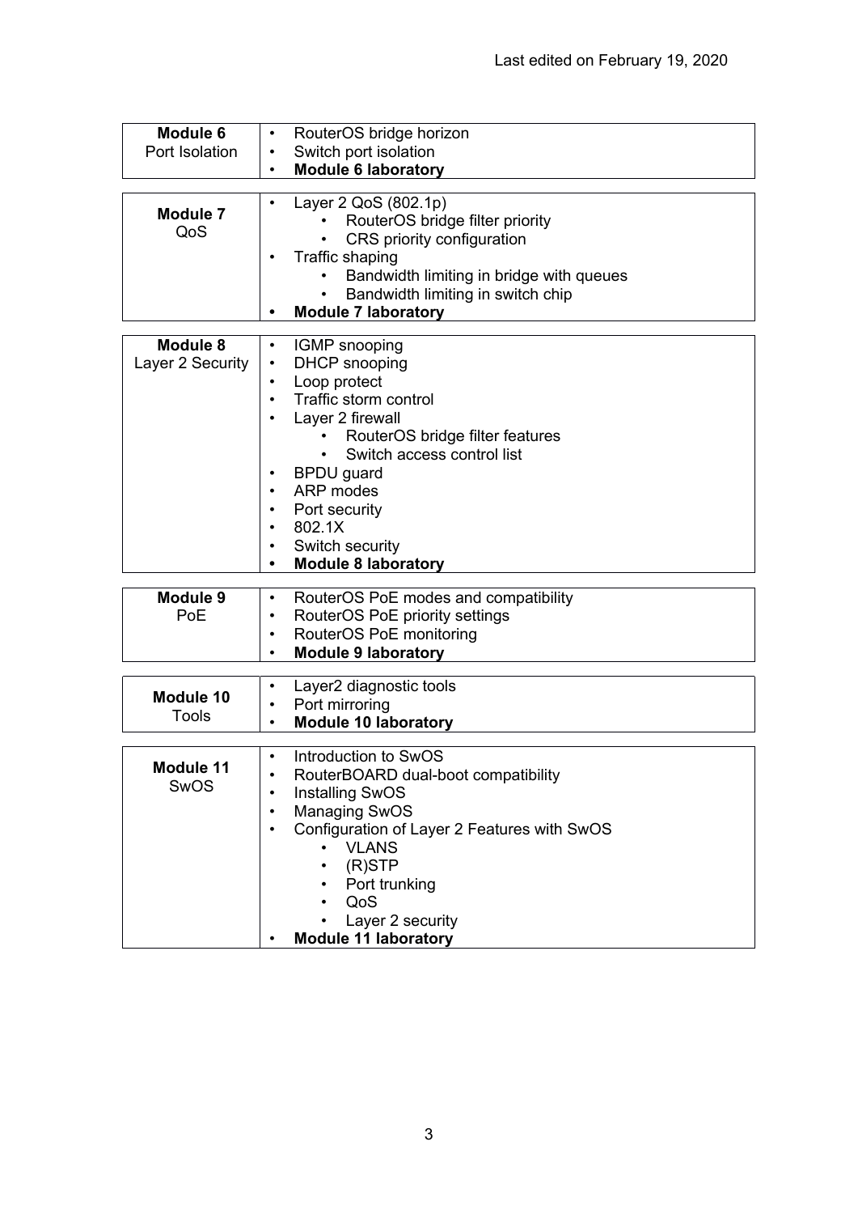Last edited on February 19, 2020

| | |
|---|---|
| **Module 6**<br>Port Isolation | • RouterOS bridge horizon<br>• Switch port isolation<br>• **Module 6 laboratory** |
| **Module 7**<br>QoS | • Layer 2 QoS (802.1p)<br>&nbsp;&nbsp;&nbsp;&nbsp;• RouterOS bridge filter priority<br>&nbsp;&nbsp;&nbsp;&nbsp;• CRS priority configuration<br>• Traffic shaping<br>&nbsp;&nbsp;&nbsp;&nbsp;• Bandwidth limiting in bridge with queues<br>&nbsp;&nbsp;&nbsp;&nbsp;• Bandwidth limiting in switch chip<br>• **Module 7 laboratory** |
| **Module 8**<br>Layer 2 Security | • IGMP snooping<br>• DHCP snooping<br>• Loop protect<br>• Traffic storm control<br>• Layer 2 firewall<br>&nbsp;&nbsp;&nbsp;&nbsp;• RouterOS bridge filter features<br>&nbsp;&nbsp;&nbsp;&nbsp;• Switch access control list<br>• BPDU guard<br>• ARP modes<br>• Port security<br>• 802.1X<br>• Switch security<br>• **Module 8 laboratory** |
| **Module 9**<br>PoE | • RouterOS PoE modes and compatibility<br>• RouterOS PoE priority settings<br>• RouterOS PoE monitoring<br>• **Module 9 laboratory** |
| **Module 10**<br>Tools | • Layer2 diagnostic tools<br>• Port mirroring<br>• **Module 10 laboratory** |
| **Module 11**<br>SwOS | • Introduction to SwOS<br>• RouterBOARD dual-boot compatibility<br>• Installing SwOS<br>• Managing SwOS<br>• Configuration of Layer 2 Features with SwOS<br>&nbsp;&nbsp;&nbsp;&nbsp;• VLANS<br>&nbsp;&nbsp;&nbsp;&nbsp;• (R)STP<br>&nbsp;&nbsp;&nbsp;&nbsp;• Port trunking<br>&nbsp;&nbsp;&nbsp;&nbsp;• QoS<br>&nbsp;&nbsp;&nbsp;&nbsp;• Layer 2 security<br>• **Module 11 laboratory** |